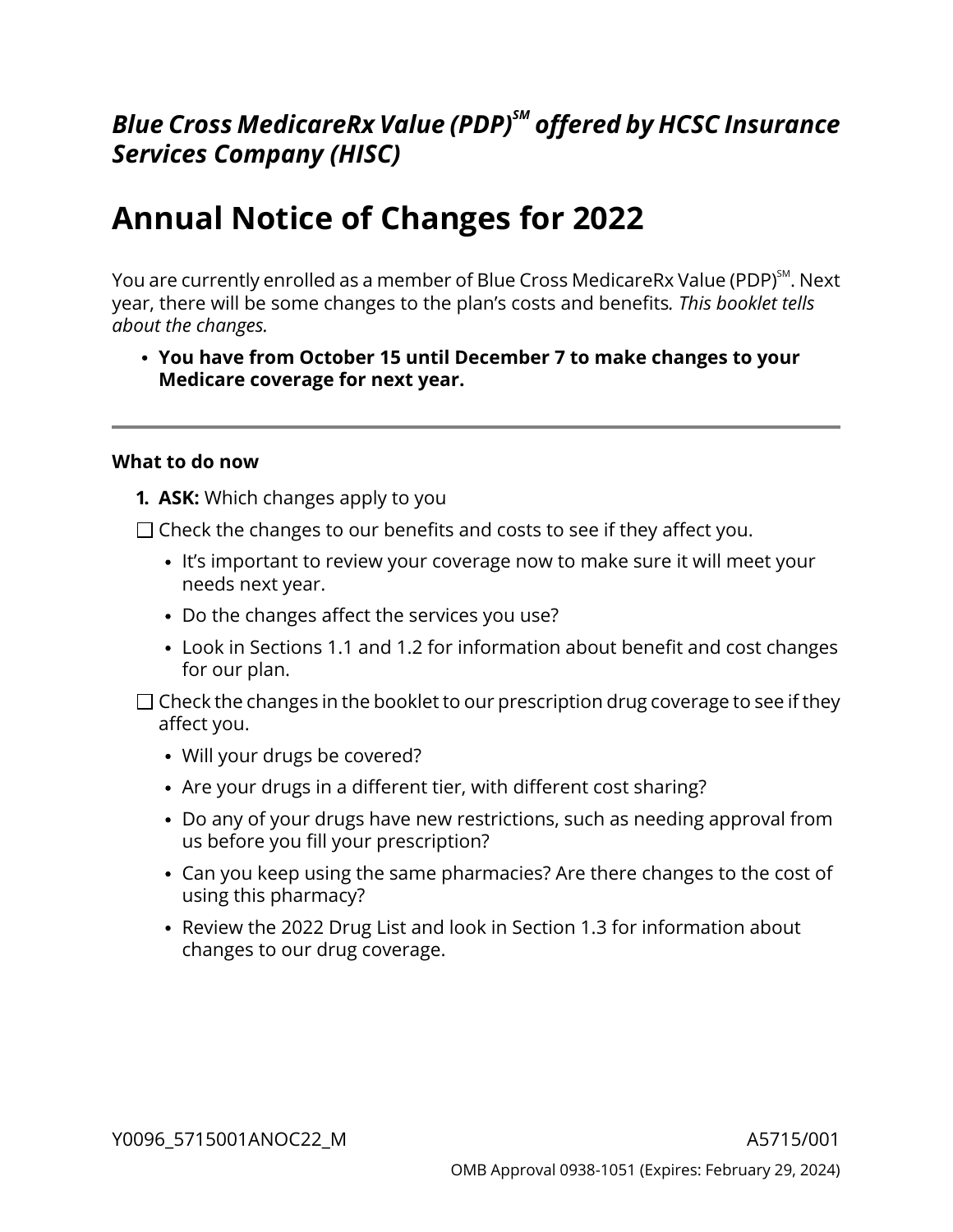## *Blue Cross MedicareRx Value (PDP)[SM] offered by HCSC Insurance Services Company (HISC)*

# Annual Notice of Changes for 2022

You are currently enrolled as a member of Blue Cross MedicareRx Value (PDP)[SM]. Next year, there will be some changes to the plan's costs and benefits*. This booklet tells about the changes.*

- **You have from October 15 until December 7 to make changes to your Medicare coverage for next year.**

---

**What to do now**

1. **ASK:** Which changes apply to you

☐ Check the changes to our benefits and costs to see if they affect you.

- It's important to review your coverage now to make sure it will meet your needs next year.
- Do the changes affect the services you use?
- Look in Sections 1.1 and 1.2 for information about benefit and cost changes for our plan.

☐ Check the changes in the booklet to our prescription drug coverage to see if they affect you.

- Will your drugs be covered?
- Are your drugs in a different tier, with different cost sharing?
- Do any of your drugs have new restrictions, such as needing approval from us before you fill your prescription?
- Can you keep using the same pharmacies? Are there changes to the cost of using this pharmacy?
- Review the 2022 Drug List and look in Section 1.3 for information about changes to our drug coverage.

Y0096_5715001ANOC22_M A5715/001

OMB Approval 0938-1051 (Expires: February 29, 2024)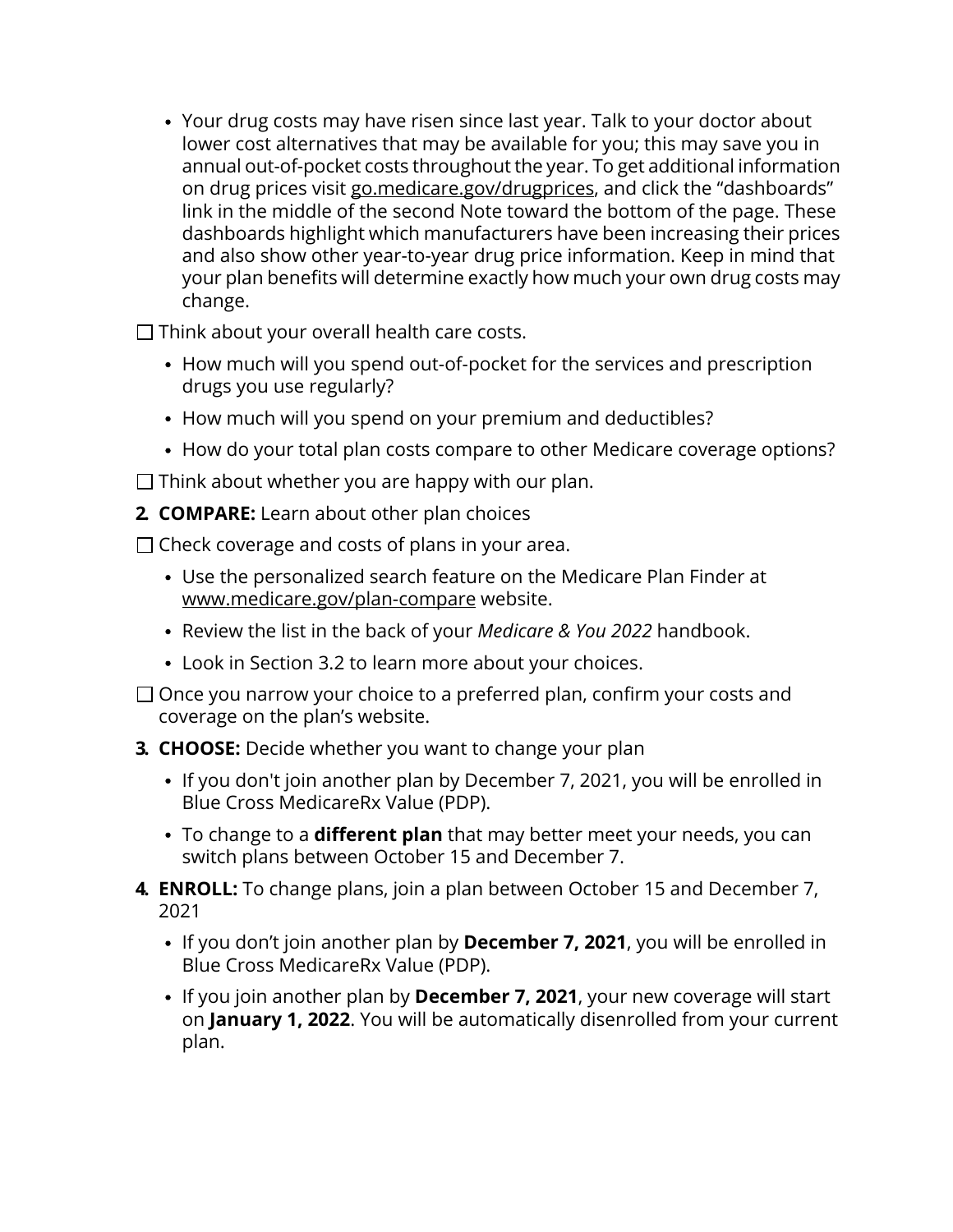- Your drug costs may have risen since last year. Talk to your doctor about lower cost alternatives that may be available for you; this may save you in annual out-of-pocket costs throughout the year. To get additional information on drug prices visit go.medicare.gov/drugprices, and click the "dashboards" link in the middle of the second Note toward the bottom of the page. These dashboards highlight which manufacturers have been increasing their prices and also show other year-to-year drug price information. Keep in mind that your plan benefits will determine exactly how much your own drug costs may change.

☐ Think about your overall health care costs.

- How much will you spend out-of-pocket for the services and prescription drugs you use regularly?
- How much will you spend on your premium and deductibles?
- How do your total plan costs compare to other Medicare coverage options?

☐ Think about whether you are happy with our plan.

**2. COMPARE:** Learn about other plan choices

☐ Check coverage and costs of plans in your area.

- Use the personalized search feature on the Medicare Plan Finder at www.medicare.gov/plan-compare website.
- Review the list in the back of your *Medicare & You 2022* handbook.
- Look in Section 3.2 to learn more about your choices.

☐ Once you narrow your choice to a preferred plan, confirm your costs and coverage on the plan's website.

**3. CHOOSE:** Decide whether you want to change your plan

- If you don't join another plan by December 7, 2021, you will be enrolled in Blue Cross MedicareRx Value (PDP).
- To change to a **different plan** that may better meet your needs, you can switch plans between October 15 and December 7.

**4. ENROLL:** To change plans, join a plan between October 15 and December 7, 2021

- If you don't join another plan by **December 7, 2021**, you will be enrolled in Blue Cross MedicareRx Value (PDP).
- If you join another plan by **December 7, 2021**, your new coverage will start on **January 1, 2022**. You will be automatically disenrolled from your current plan.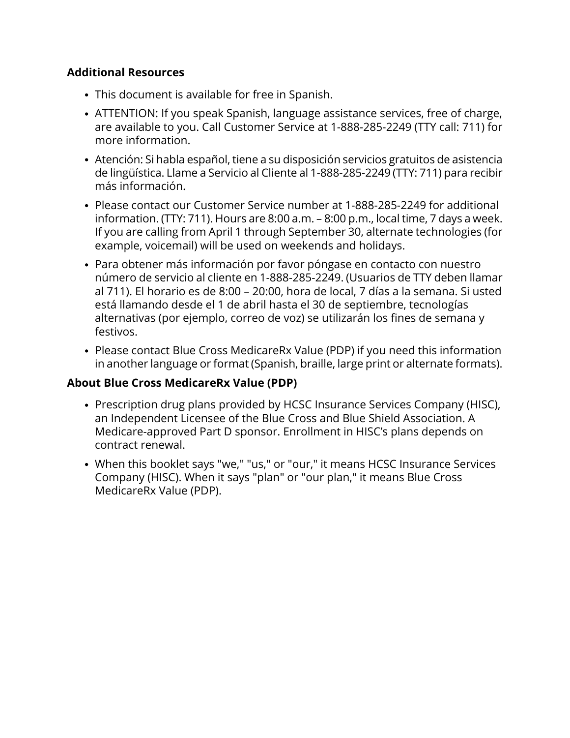## Additional Resources

- This document is available for free in Spanish.
- ATTENTION: If you speak Spanish, language assistance services, free of charge, are available to you. Call Customer Service at 1-888-285-2249 (TTY call: 711) for more information.
- Atención: Si habla español, tiene a su disposición servicios gratuitos de asistencia de lingüística. Llame a Servicio al Cliente al 1-888-285-2249 (TTY: 711) para recibir más información.
- Please contact our Customer Service number at 1-888-285-2249 for additional information. (TTY: 711). Hours are 8:00 a.m. – 8:00 p.m., local time, 7 days a week. If you are calling from April 1 through September 30, alternate technologies (for example, voicemail) will be used on weekends and holidays.
- Para obtener más información por favor póngase en contacto con nuestro número de servicio al cliente en 1-888-285-2249. (Usuarios de TTY deben llamar al 711). El horario es de 8:00 – 20:00, hora de local, 7 días a la semana. Si usted está llamando desde el 1 de abril hasta el 30 de septiembre, tecnologías alternativas (por ejemplo, correo de voz) se utilizarán los fines de semana y festivos.
- Please contact Blue Cross MedicareRx Value (PDP) if you need this information in another language or format (Spanish, braille, large print or alternate formats).

## About Blue Cross MedicareRx Value (PDP)

- Prescription drug plans provided by HCSC Insurance Services Company (HISC), an Independent Licensee of the Blue Cross and Blue Shield Association. A Medicare-approved Part D sponsor. Enrollment in HISC's plans depends on contract renewal.
- When this booklet says "we," "us," or "our," it means HCSC Insurance Services Company (HISC). When it says "plan" or "our plan," it means Blue Cross MedicareRx Value (PDP).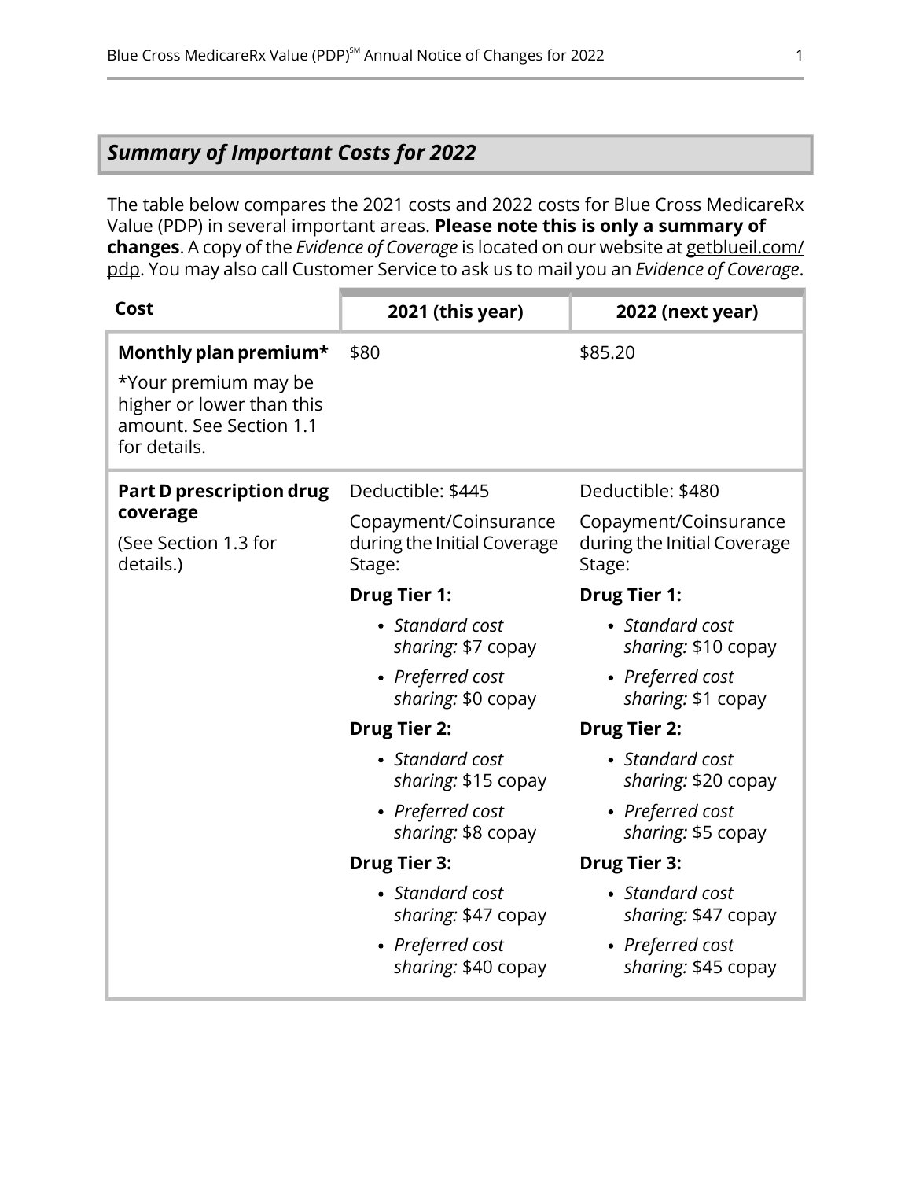## *Summary of Important Costs for 2022*

The table below compares the 2021 costs and 2022 costs for Blue Cross MedicareRx Value (PDP) in several important areas. **Please note this is only a summary of changes**. A copy of the *Evidence of Coverage* is located on our website at getblueil.com/pdp. You may also call Customer Service to ask us to mail you an *Evidence of Coverage*.

| Cost | 2021 (this year) | 2022 (next year) |
|---|---|---|
| **Monthly plan premium***<br><br>*Your premium may be higher or lower than this amount. See Section 1.1 for details. | $80 | $85.20 |
| **Part D prescription drug coverage**<br><br>(See Section 1.3 for details.) | Deductible: $445<br><br>Copayment/Coinsurance during the Initial Coverage Stage:<br><br>**Drug Tier 1:**<br>• *Standard cost sharing:* $7 copay<br>• *Preferred cost sharing:* $0 copay<br><br>**Drug Tier 2:**<br>• *Standard cost sharing:* $15 copay<br>• *Preferred cost sharing:* $8 copay<br><br>**Drug Tier 3:**<br>• *Standard cost sharing:* $47 copay<br>• *Preferred cost sharing:* $40 copay | Deductible: $480<br><br>Copayment/Coinsurance during the Initial Coverage Stage:<br><br>**Drug Tier 1:**<br>• *Standard cost sharing:* $10 copay<br>• *Preferred cost sharing:* $1 copay<br><br>**Drug Tier 2:**<br>• *Standard cost sharing:* $20 copay<br>• *Preferred cost sharing:* $5 copay<br><br>**Drug Tier 3:**<br>• *Standard cost sharing:* $47 copay<br>• *Preferred cost sharing:* $45 copay |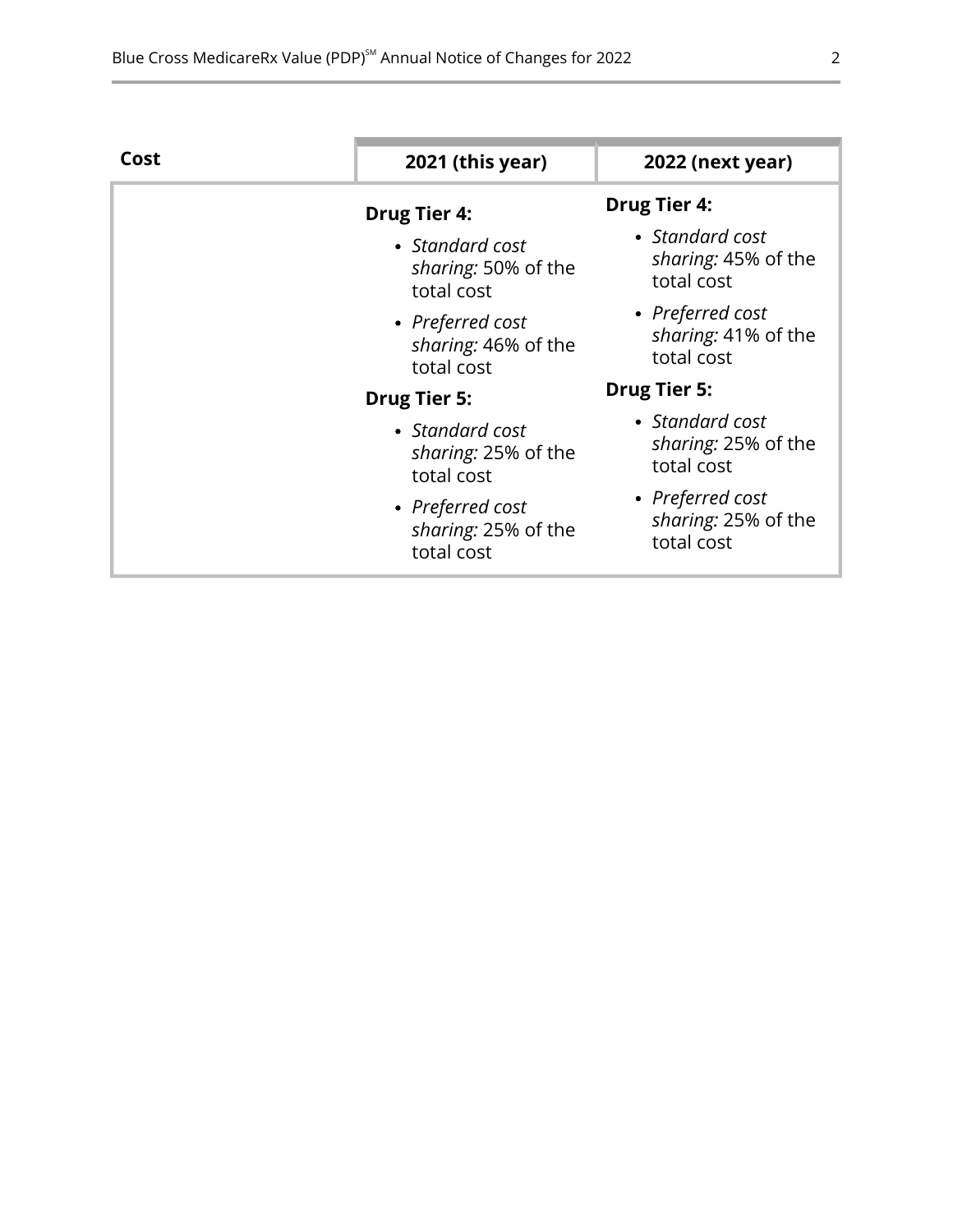| Cost | 2021 (this year) | 2022 (next year) |
| --- | --- | --- |
| | **Drug Tier 4:**<br>• *Standard cost sharing:* 50% of the total cost<br>• *Preferred cost sharing:* 46% of the total cost<br>**Drug Tier 5:**<br>• *Standard cost sharing:* 25% of the total cost<br>• *Preferred cost sharing:* 25% of the total cost | **Drug Tier 4:**<br>• *Standard cost sharing:* 45% of the total cost<br>• *Preferred cost sharing:* 41% of the total cost<br>**Drug Tier 5:**<br>• *Standard cost sharing:* 25% of the total cost<br>• *Preferred cost sharing:* 25% of the total cost |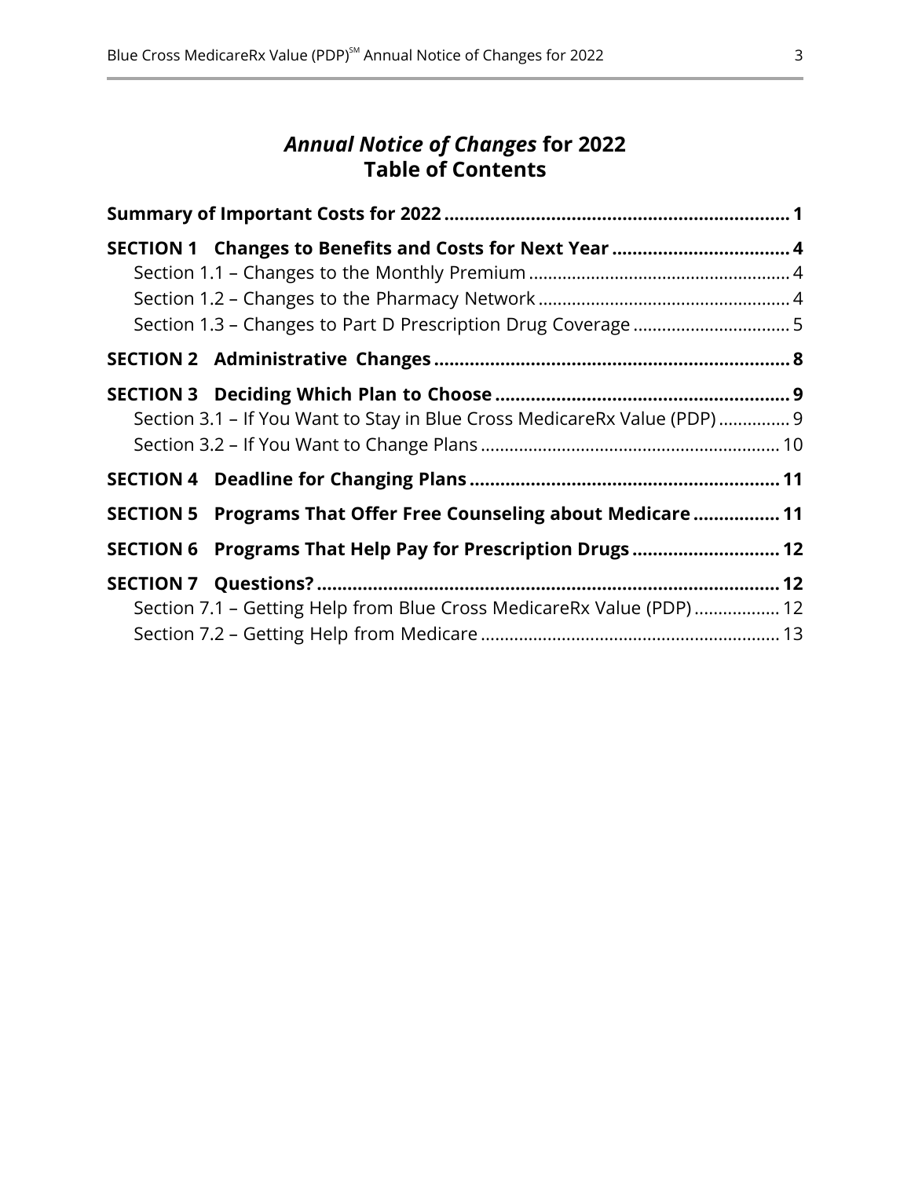# *Annual Notice of Changes* for 2022
# Table of Contents

**Summary of Important Costs for 2022 .................................................................... 1**

**SECTION 1 Changes to Benefits and Costs for Next Year ................................... 4**

Section 1.1 – Changes to the Monthly Premium ...................................................... 4

Section 1.2 – Changes to the Pharmacy Network .................................................... 4

Section 1.3 – Changes to Part D Prescription Drug Coverage ................................ 5

**SECTION 2 Administrative Changes ...................................................................... 8**

**SECTION 3 Deciding Which Plan to Choose .......................................................... 9**

Section 3.1 – If You Want to Stay in Blue Cross MedicareRx Value (PDP) ............... 9

Section 3.2 – If You Want to Change Plans .............................................................. 10

**SECTION 4 Deadline for Changing Plans ............................................................. 11**

**SECTION 5 Programs That Offer Free Counseling about Medicare ................. 11**

**SECTION 6 Programs That Help Pay for Prescription Drugs ............................ 12**

**SECTION 7 Questions? .......................................................................................... 12**

Section 7.1 – Getting Help from Blue Cross MedicareRx Value (PDP) .................. 12

Section 7.2 – Getting Help from Medicare .............................................................. 13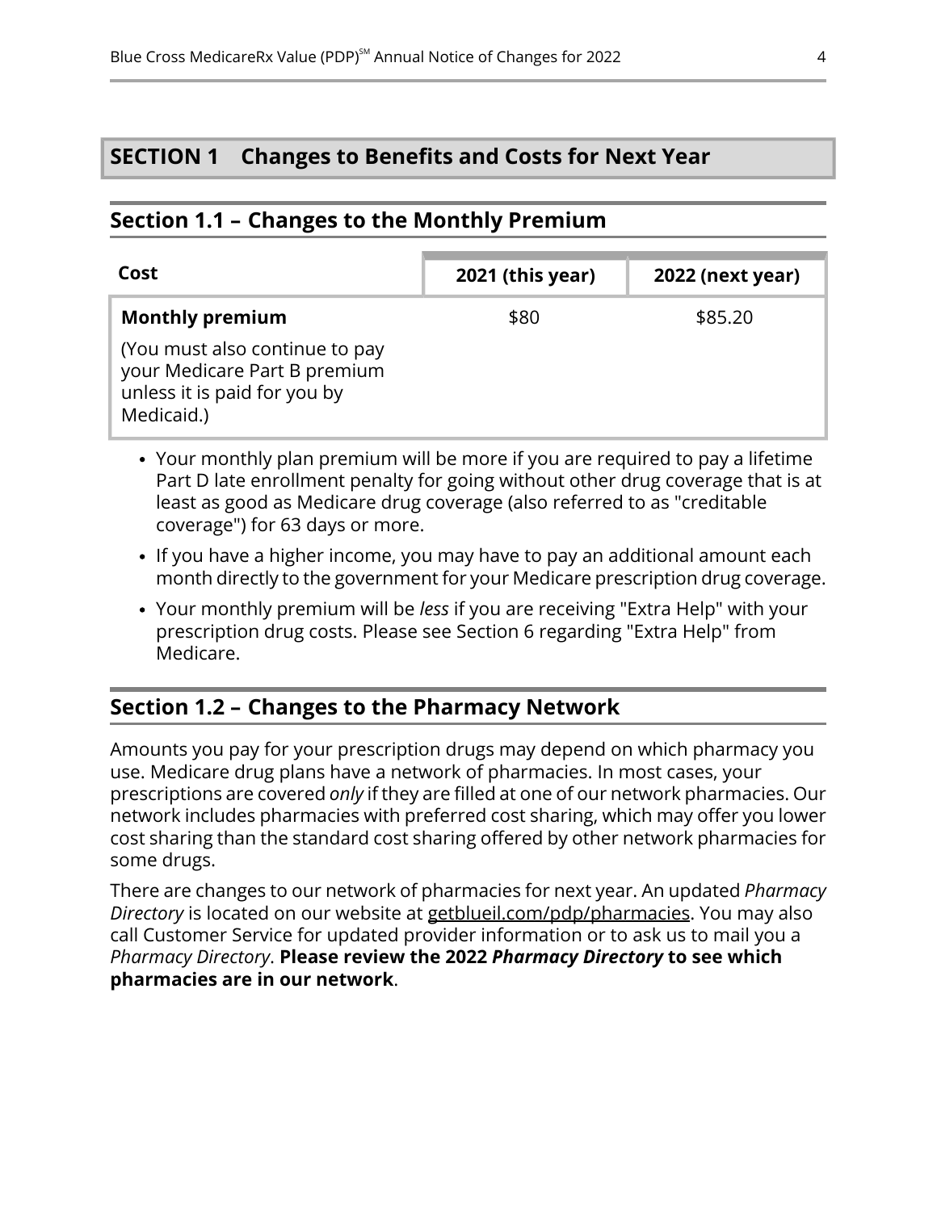# SECTION 1 Changes to Benefits and Costs for Next Year

## Section 1.1 – Changes to the Monthly Premium

| Cost | 2021 (this year) | 2022 (next year) |
|---|---|---|
| **Monthly premium**<br>(You must also continue to pay your Medicare Part B premium unless it is paid for you by Medicaid.) | $80 | $85.20 |

- Your monthly plan premium will be more if you are required to pay a lifetime Part D late enrollment penalty for going without other drug coverage that is at least as good as Medicare drug coverage (also referred to as "creditable coverage") for 63 days or more.
- If you have a higher income, you may have to pay an additional amount each month directly to the government for your Medicare prescription drug coverage.
- Your monthly premium will be *less* if you are receiving "Extra Help" with your prescription drug costs. Please see Section 6 regarding "Extra Help" from Medicare.

## Section 1.2 – Changes to the Pharmacy Network

Amounts you pay for your prescription drugs may depend on which pharmacy you use. Medicare drug plans have a network of pharmacies. In most cases, your prescriptions are covered *only* if they are filled at one of our network pharmacies. Our network includes pharmacies with preferred cost sharing, which may offer you lower cost sharing than the standard cost sharing offered by other network pharmacies for some drugs.

There are changes to our network of pharmacies for next year. An updated *Pharmacy Directory* is located on our website at getblueil.com/pdp/pharmacies. You may also call Customer Service for updated provider information or to ask us to mail you a *Pharmacy Directory*. **Please review the 2022 *Pharmacy Directory* to see which pharmacies are in our network**.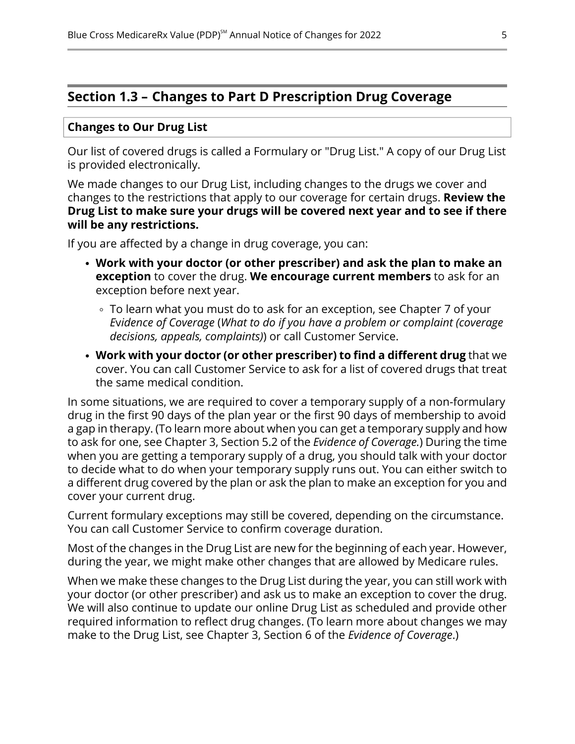## Section 1.3 – Changes to Part D Prescription Drug Coverage

**Changes to Our Drug List**

Our list of covered drugs is called a Formulary or "Drug List." A copy of our Drug List is provided electronically.

We made changes to our Drug List, including changes to the drugs we cover and changes to the restrictions that apply to our coverage for certain drugs. **Review the Drug List to make sure your drugs will be covered next year and to see if there will be any restrictions.**

If you are affected by a change in drug coverage, you can:

- **Work with your doctor (or other prescriber) and ask the plan to make an exception** to cover the drug. **We encourage current members** to ask for an exception before next year.
  - To learn what you must do to ask for an exception, see Chapter 7 of your *Evidence of Coverage* (*What to do if you have a problem or complaint (coverage decisions, appeals, complaints)*) or call Customer Service.
- **Work with your doctor (or other prescriber) to find a different drug** that we cover. You can call Customer Service to ask for a list of covered drugs that treat the same medical condition.

In some situations, we are required to cover a temporary supply of a non-formulary drug in the first 90 days of the plan year or the first 90 days of membership to avoid a gap in therapy. (To learn more about when you can get a temporary supply and how to ask for one, see Chapter 3, Section 5.2 of the *Evidence of Coverage.*) During the time when you are getting a temporary supply of a drug, you should talk with your doctor to decide what to do when your temporary supply runs out. You can either switch to a different drug covered by the plan or ask the plan to make an exception for you and cover your current drug.

Current formulary exceptions may still be covered, depending on the circumstance. You can call Customer Service to confirm coverage duration.

Most of the changes in the Drug List are new for the beginning of each year. However, during the year, we might make other changes that are allowed by Medicare rules.

When we make these changes to the Drug List during the year, you can still work with your doctor (or other prescriber) and ask us to make an exception to cover the drug. We will also continue to update our online Drug List as scheduled and provide other required information to reflect drug changes. (To learn more about changes we may make to the Drug List, see Chapter 3, Section 6 of the *Evidence of Coverage*.)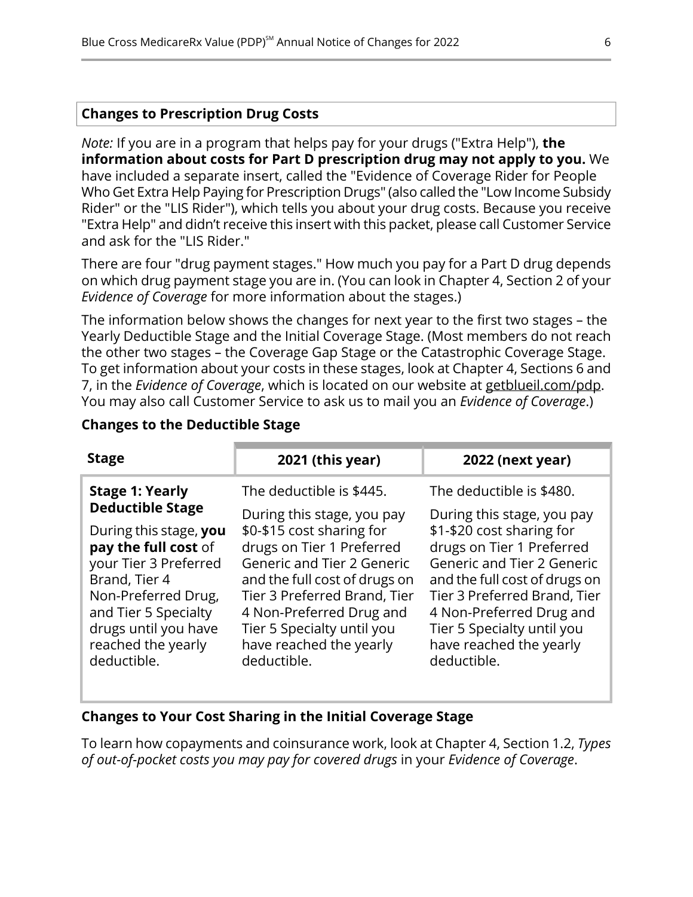## Changes to Prescription Drug Costs

*Note:* If you are in a program that helps pay for your drugs ("Extra Help"), **the information about costs for Part D prescription drug may not apply to you.** We have included a separate insert, called the "Evidence of Coverage Rider for People Who Get Extra Help Paying for Prescription Drugs" (also called the "Low Income Subsidy Rider" or the "LIS Rider"), which tells you about your drug costs. Because you receive "Extra Help" and didn't receive this insert with this packet, please call Customer Service and ask for the "LIS Rider."

There are four "drug payment stages." How much you pay for a Part D drug depends on which drug payment stage you are in. (You can look in Chapter 4, Section 2 of your *Evidence of Coverage* for more information about the stages.)

The information below shows the changes for next year to the first two stages – the Yearly Deductible Stage and the Initial Coverage Stage. (Most members do not reach the other two stages – the Coverage Gap Stage or the Catastrophic Coverage Stage. To get information about your costs in these stages, look at Chapter 4, Sections 6 and 7, in the *Evidence of Coverage*, which is located on our website at getblueil.com/pdp. You may also call Customer Service to ask us to mail you an *Evidence of Coverage*.)

### Changes to the Deductible Stage

| Stage | 2021 (this year) | 2022 (next year) |
| --- | --- | --- |
| **Stage 1: Yearly Deductible Stage**<br>During this stage, **you pay the full cost** of your Tier 3 Preferred Brand, Tier 4 Non-Preferred Drug, and Tier 5 Specialty drugs until you have reached the yearly deductible. | The deductible is $445.<br>During this stage, you pay $0-$15 cost sharing for drugs on Tier 1 Preferred Generic and Tier 2 Generic and the full cost of drugs on Tier 3 Preferred Brand, Tier 4 Non-Preferred Drug and Tier 5 Specialty until you have reached the yearly deductible. | The deductible is $480.<br>During this stage, you pay $1-$20 cost sharing for drugs on Tier 1 Preferred Generic and Tier 2 Generic and the full cost of drugs on Tier 3 Preferred Brand, Tier 4 Non-Preferred Drug and Tier 5 Specialty until you have reached the yearly deductible. |

### Changes to Your Cost Sharing in the Initial Coverage Stage

To learn how copayments and coinsurance work, look at Chapter 4, Section 1.2, *Types of out-of-pocket costs you may pay for covered drugs* in your *Evidence of Coverage*.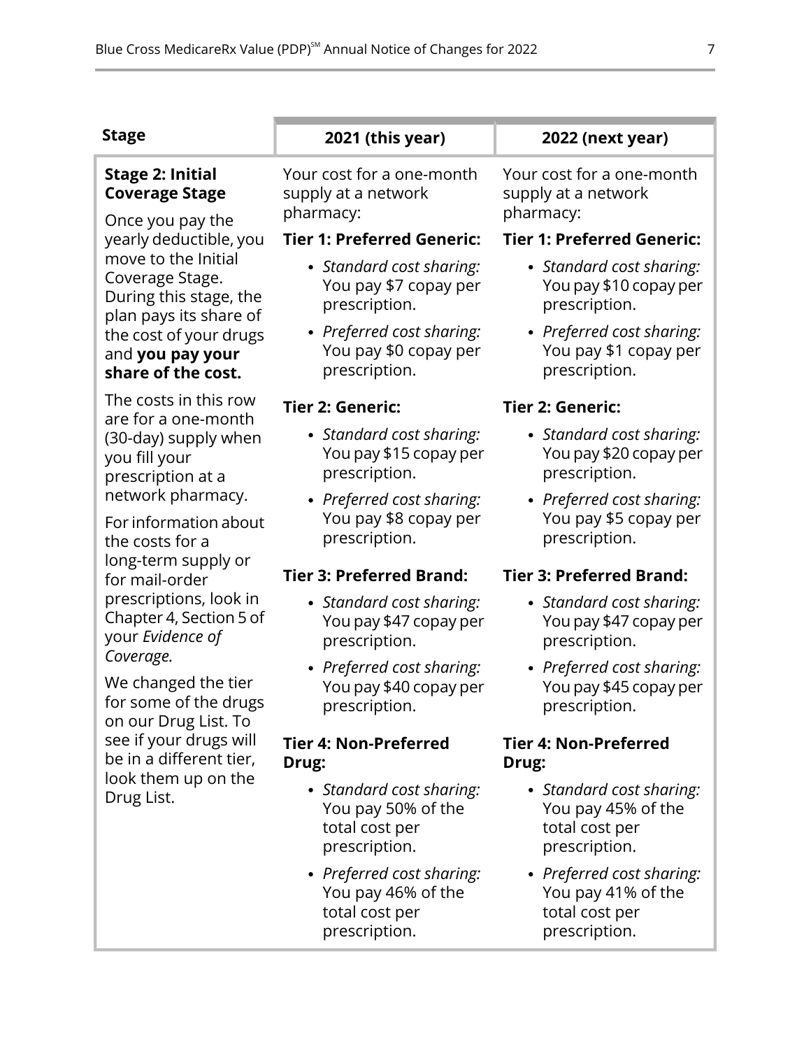| Stage | 2021 (this year) | 2022 (next year) |
|---|---|---|
| **Stage 2: Initial Coverage Stage**<br><br>Once you pay the yearly deductible, you move to the Initial Coverage Stage. During this stage, the plan pays its share of the cost of your drugs and **you pay your share of the cost.**<br><br>The costs in this row are for a one-month (30-day) supply when you fill your prescription at a network pharmacy.<br><br>For information about the costs for a long-term supply or for mail-order prescriptions, look in Chapter 4, Section 5 of your *Evidence of Coverage.*<br><br>We changed the tier for some of the drugs on our Drug List. To see if your drugs will be in a different tier, look them up on the Drug List. | Your cost for a one-month supply at a network pharmacy:<br><br>**Tier 1: Preferred Generic:**<br>• *Standard cost sharing:* You pay $7 copay per prescription.<br>• *Preferred cost sharing:* You pay $0 copay per prescription.<br><br>**Tier 2: Generic:**<br>• *Standard cost sharing:* You pay $15 copay per prescription.<br>• *Preferred cost sharing:* You pay $8 copay per prescription.<br><br>**Tier 3: Preferred Brand:**<br>• *Standard cost sharing:* You pay $47 copay per prescription.<br>• *Preferred cost sharing:* You pay $40 copay per prescription.<br><br>**Tier 4: Non-Preferred Drug:**<br>• *Standard cost sharing:* You pay 50% of the total cost per prescription.<br>• *Preferred cost sharing:* You pay 46% of the total cost per prescription. | Your cost for a one-month supply at a network pharmacy:<br><br>**Tier 1: Preferred Generic:**<br>• *Standard cost sharing:* You pay $10 copay per prescription.<br>• *Preferred cost sharing:* You pay $1 copay per prescription.<br><br>**Tier 2: Generic:**<br>• *Standard cost sharing:* You pay $20 copay per prescription.<br>• *Preferred cost sharing:* You pay $5 copay per prescription.<br><br>**Tier 3: Preferred Brand:**<br>• *Standard cost sharing:* You pay $47 copay per prescription.<br>• *Preferred cost sharing:* You pay $45 copay per prescription.<br><br>**Tier 4: Non-Preferred Drug:**<br>• *Standard cost sharing:* You pay 45% of the total cost per prescription.<br>• *Preferred cost sharing:* You pay 41% of the total cost per prescription. |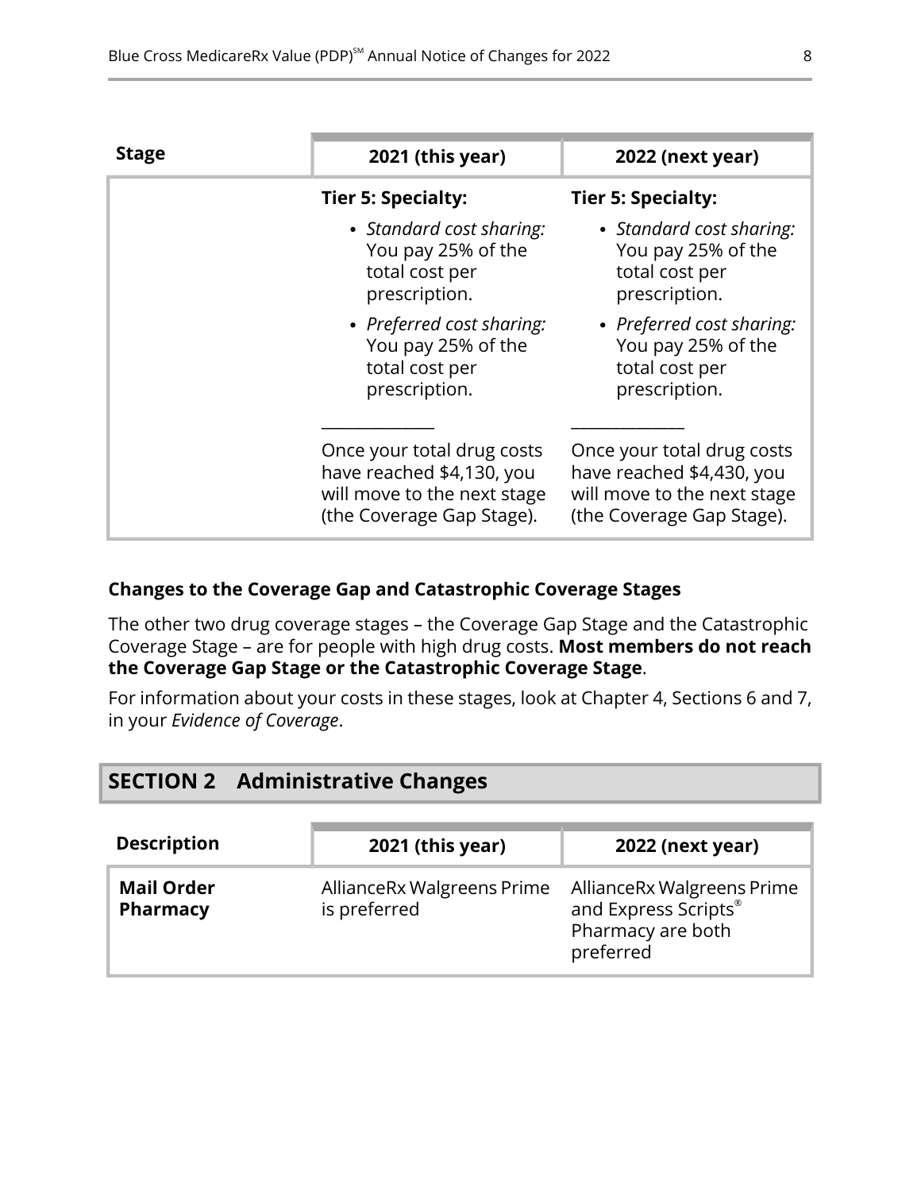| Stage | 2021 (this year) | 2022 (next year) |
|---|---|---|
| | **Tier 5: Specialty:**<br>• *Standard cost sharing:* You pay 25% of the total cost per prescription.<br>• *Preferred cost sharing:* You pay 25% of the total cost per prescription.<br>\_\_\_\_\_\_\_\_\_\_\_\_\_\_<br>Once your total drug costs have reached $4,130, you will move to the next stage (the Coverage Gap Stage). | **Tier 5: Specialty:**<br>• *Standard cost sharing:* You pay 25% of the total cost per prescription.<br>• *Preferred cost sharing:* You pay 25% of the total cost per prescription.<br>\_\_\_\_\_\_\_\_\_\_\_\_\_\_<br>Once your total drug costs have reached $4,430, you will move to the next stage (the Coverage Gap Stage). |

**Changes to the Coverage Gap and Catastrophic Coverage Stages**

The other two drug coverage stages – the Coverage Gap Stage and the Catastrophic Coverage Stage – are for people with high drug costs. **Most members do not reach the Coverage Gap Stage or the Catastrophic Coverage Stage**.

For information about your costs in these stages, look at Chapter 4, Sections 6 and 7, in your *Evidence of Coverage*.

## SECTION 2 Administrative Changes

| Description | 2021 (this year) | 2022 (next year) |
|---|---|---|
| **Mail Order Pharmacy** | AllianceRx Walgreens Prime is preferred | AllianceRx Walgreens Prime and Express Scripts® Pharmacy are both preferred |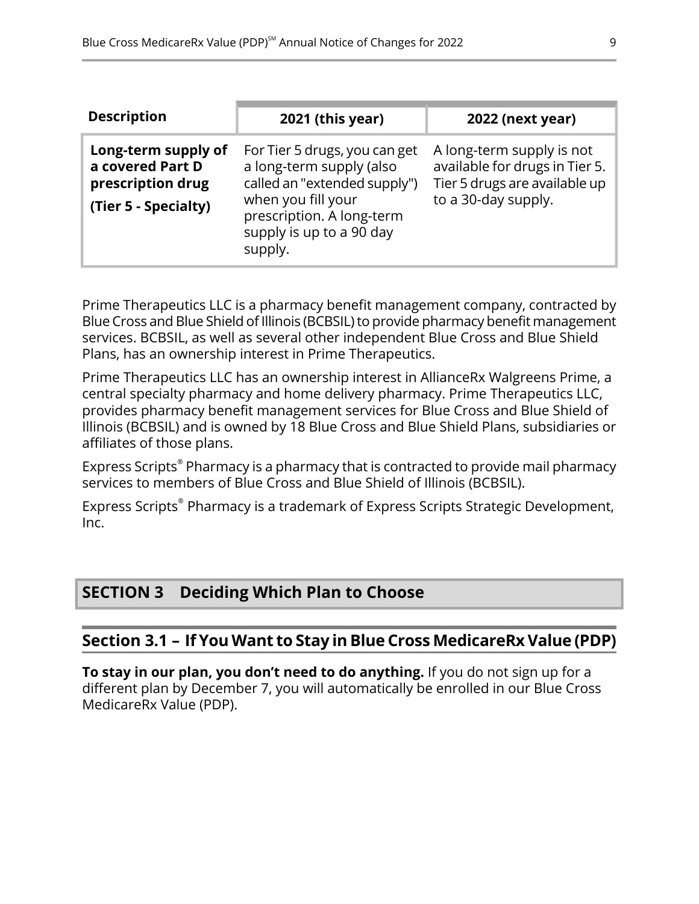| Description | 2021 (this year) | 2022 (next year) |
| --- | --- | --- |
| **Long-term supply of a covered Part D prescription drug**<br><br>**(Tier 5 - Specialty)** | For Tier 5 drugs, you can get a long-term supply (also called an "extended supply") when you fill your prescription. A long-term supply is up to a 90 day supply. | A long-term supply is not available for drugs in Tier 5. Tier 5 drugs are available up to a 30-day supply. |

Prime Therapeutics LLC is a pharmacy benefit management company, contracted by Blue Cross and Blue Shield of Illinois (BCBSIL) to provide pharmacy benefit management services. BCBSIL, as well as several other independent Blue Cross and Blue Shield Plans, has an ownership interest in Prime Therapeutics.

Prime Therapeutics LLC has an ownership interest in AllianceRx Walgreens Prime, a central specialty pharmacy and home delivery pharmacy. Prime Therapeutics LLC, provides pharmacy benefit management services for Blue Cross and Blue Shield of Illinois (BCBSIL) and is owned by 18 Blue Cross and Blue Shield Plans, subsidiaries or affiliates of those plans.

Express Scripts® Pharmacy is a pharmacy that is contracted to provide mail pharmacy services to members of Blue Cross and Blue Shield of Illinois (BCBSIL).

Express Scripts® Pharmacy is a trademark of Express Scripts Strategic Development, Inc.

# SECTION 3 Deciding Which Plan to Choose

## Section 3.1 – If You Want to Stay in Blue Cross MedicareRx Value (PDP)

**To stay in our plan, you don't need to do anything.** If you do not sign up for a different plan by December 7, you will automatically be enrolled in our Blue Cross MedicareRx Value (PDP).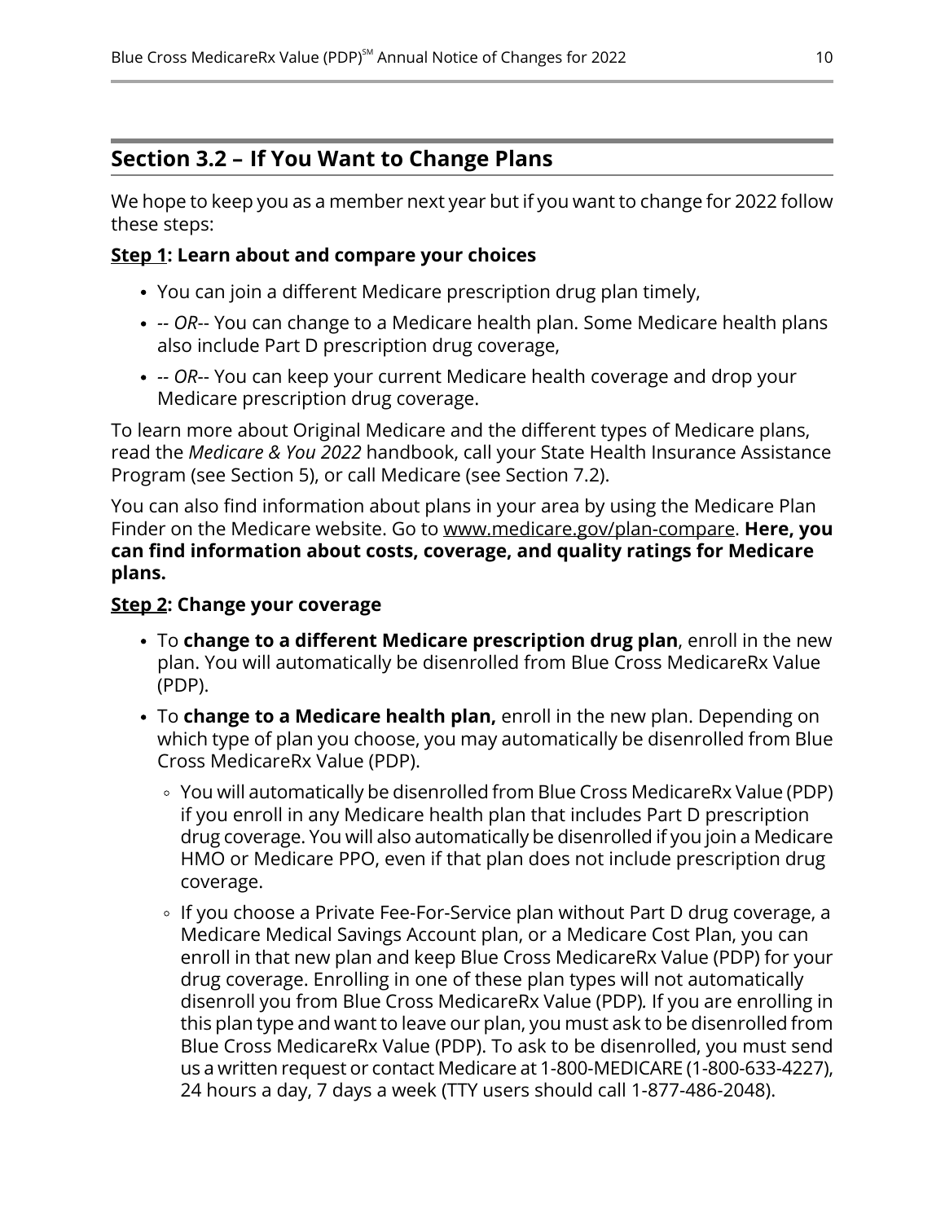## Section 3.2 – If You Want to Change Plans

We hope to keep you as a member next year but if you want to change for 2022 follow these steps:

**Step 1: Learn about and compare your choices**

- You can join a different Medicare prescription drug plan timely,
- -- *OR*-- You can change to a Medicare health plan. Some Medicare health plans also include Part D prescription drug coverage,
- -- *OR*-- You can keep your current Medicare health coverage and drop your Medicare prescription drug coverage.

To learn more about Original Medicare and the different types of Medicare plans, read the *Medicare & You 2022* handbook, call your State Health Insurance Assistance Program (see Section 5), or call Medicare (see Section 7.2).

You can also find information about plans in your area by using the Medicare Plan Finder on the Medicare website. Go to www.medicare.gov/plan-compare. **Here, you can find information about costs, coverage, and quality ratings for Medicare plans.**

**Step 2: Change your coverage**

- To **change to a different Medicare prescription drug plan**, enroll in the new plan. You will automatically be disenrolled from Blue Cross MedicareRx Value (PDP).
- To **change to a Medicare health plan,** enroll in the new plan. Depending on which type of plan you choose, you may automatically be disenrolled from Blue Cross MedicareRx Value (PDP).
  - You will automatically be disenrolled from Blue Cross MedicareRx Value (PDP) if you enroll in any Medicare health plan that includes Part D prescription drug coverage. You will also automatically be disenrolled if you join a Medicare HMO or Medicare PPO, even if that plan does not include prescription drug coverage.
  - If you choose a Private Fee-For-Service plan without Part D drug coverage, a Medicare Medical Savings Account plan, or a Medicare Cost Plan, you can enroll in that new plan and keep Blue Cross MedicareRx Value (PDP) for your drug coverage. Enrolling in one of these plan types will not automatically disenroll you from Blue Cross MedicareRx Value (PDP). If you are enrolling in this plan type and want to leave our plan, you must ask to be disenrolled from Blue Cross MedicareRx Value (PDP). To ask to be disenrolled, you must send us a written request or contact Medicare at 1-800-MEDICARE (1-800-633-4227), 24 hours a day, 7 days a week (TTY users should call 1-877-486-2048).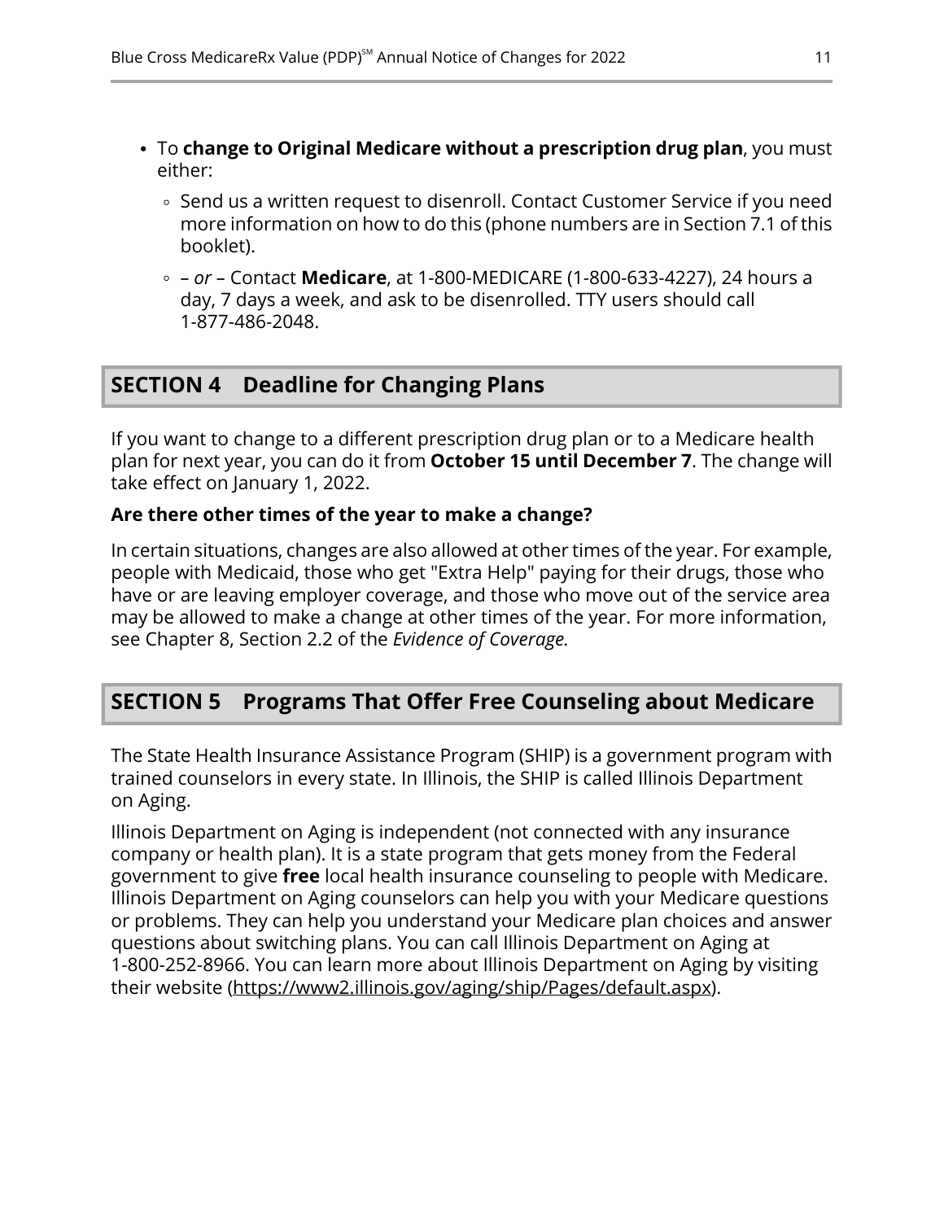- To **change to Original Medicare without a prescription drug plan**, you must either:
  - Send us a written request to disenroll. Contact Customer Service if you need more information on how to do this (phone numbers are in Section 7.1 of this booklet).
  - *– or –* Contact **Medicare**, at 1-800-MEDICARE (1-800-633-4227), 24 hours a day, 7 days a week, and ask to be disenrolled. TTY users should call 1-877-486-2048.

## SECTION 4 Deadline for Changing Plans

If you want to change to a different prescription drug plan or to a Medicare health plan for next year, you can do it from **October 15 until December 7**. The change will take effect on January 1, 2022.

**Are there other times of the year to make a change?**

In certain situations, changes are also allowed at other times of the year. For example, people with Medicaid, those who get "Extra Help" paying for their drugs, those who have or are leaving employer coverage, and those who move out of the service area may be allowed to make a change at other times of the year. For more information, see Chapter 8, Section 2.2 of the *Evidence of Coverage.*

## SECTION 5 Programs That Offer Free Counseling about Medicare

The State Health Insurance Assistance Program (SHIP) is a government program with trained counselors in every state. In Illinois, the SHIP is called Illinois Department on Aging.

Illinois Department on Aging is independent (not connected with any insurance company or health plan). It is a state program that gets money from the Federal government to give **free** local health insurance counseling to people with Medicare. Illinois Department on Aging counselors can help you with your Medicare questions or problems. They can help you understand your Medicare plan choices and answer questions about switching plans. You can call Illinois Department on Aging at 1-800-252-8966. You can learn more about Illinois Department on Aging by visiting their website (https://www2.illinois.gov/aging/ship/Pages/default.aspx).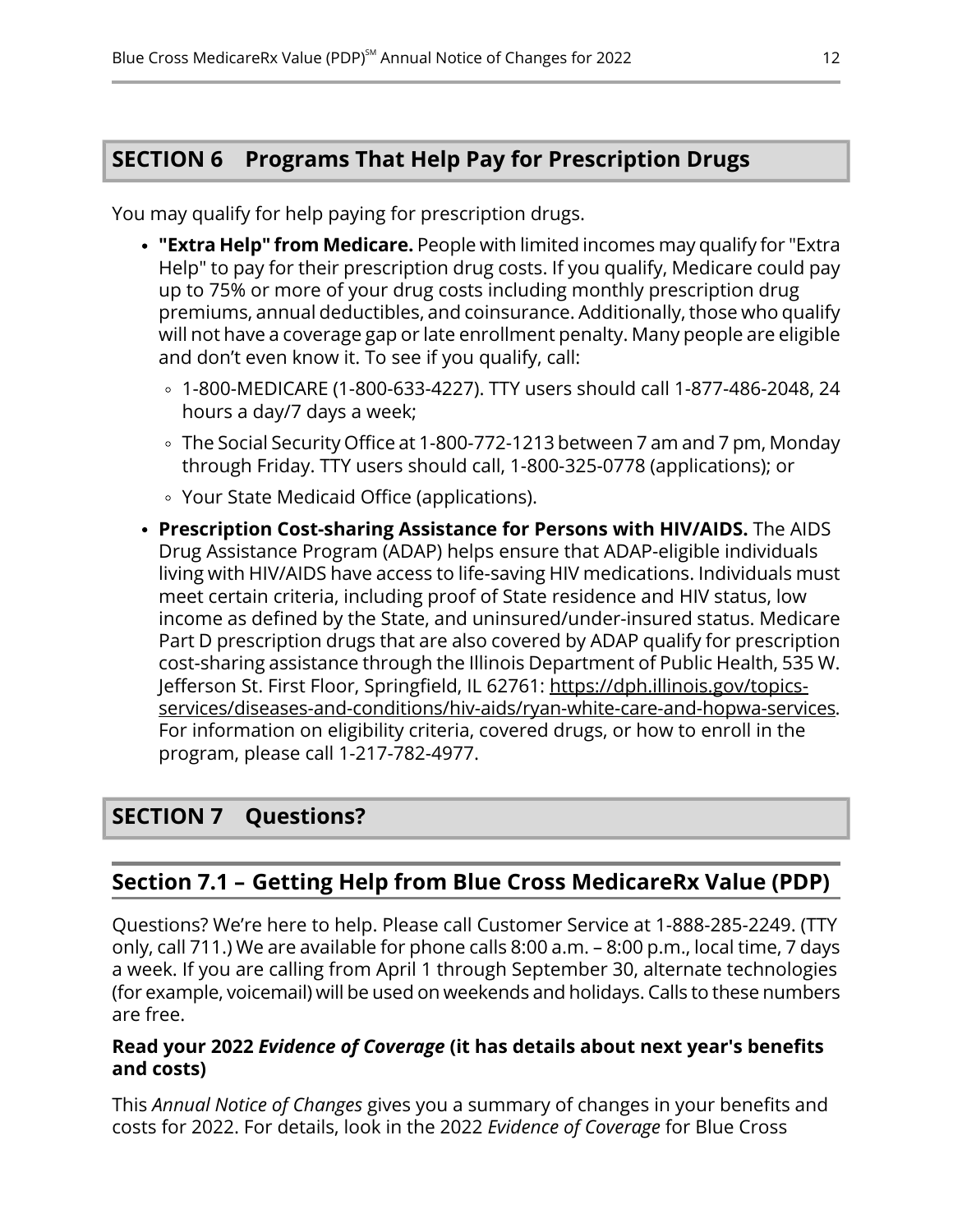## SECTION 6 Programs That Help Pay for Prescription Drugs

You may qualify for help paying for prescription drugs.

- **"Extra Help" from Medicare.** People with limited incomes may qualify for "Extra Help" to pay for their prescription drug costs. If you qualify, Medicare could pay up to 75% or more of your drug costs including monthly prescription drug premiums, annual deductibles, and coinsurance. Additionally, those who qualify will not have a coverage gap or late enrollment penalty. Many people are eligible and don't even know it. To see if you qualify, call:
  - 1-800-MEDICARE (1-800-633-4227). TTY users should call 1-877-486-2048, 24 hours a day/7 days a week;
  - The Social Security Office at 1-800-772-1213 between 7 am and 7 pm, Monday through Friday. TTY users should call, 1-800-325-0778 (applications); or
  - Your State Medicaid Office (applications).
- **Prescription Cost-sharing Assistance for Persons with HIV/AIDS.** The AIDS Drug Assistance Program (ADAP) helps ensure that ADAP-eligible individuals living with HIV/AIDS have access to life-saving HIV medications. Individuals must meet certain criteria, including proof of State residence and HIV status, low income as defined by the State, and uninsured/under-insured status. Medicare Part D prescription drugs that are also covered by ADAP qualify for prescription cost-sharing assistance through the Illinois Department of Public Health, 535 W. Jefferson St. First Floor, Springfield, IL 62761: https://dph.illinois.gov/topics-services/diseases-and-conditions/hiv-aids/ryan-white-care-and-hopwa-services. For information on eligibility criteria, covered drugs, or how to enroll in the program, please call 1-217-782-4977.

## SECTION 7 Questions?

### Section 7.1 – Getting Help from Blue Cross MedicareRx Value (PDP)

Questions? We're here to help. Please call Customer Service at 1-888-285-2249. (TTY only, call 711.) We are available for phone calls 8:00 a.m. – 8:00 p.m., local time, 7 days a week. If you are calling from April 1 through September 30, alternate technologies (for example, voicemail) will be used on weekends and holidays. Calls to these numbers are free.

**Read your 2022 *Evidence of Coverage* (it has details about next year's benefits and costs)**

This *Annual Notice of Changes* gives you a summary of changes in your benefits and costs for 2022. For details, look in the 2022 *Evidence of Coverage* for Blue Cross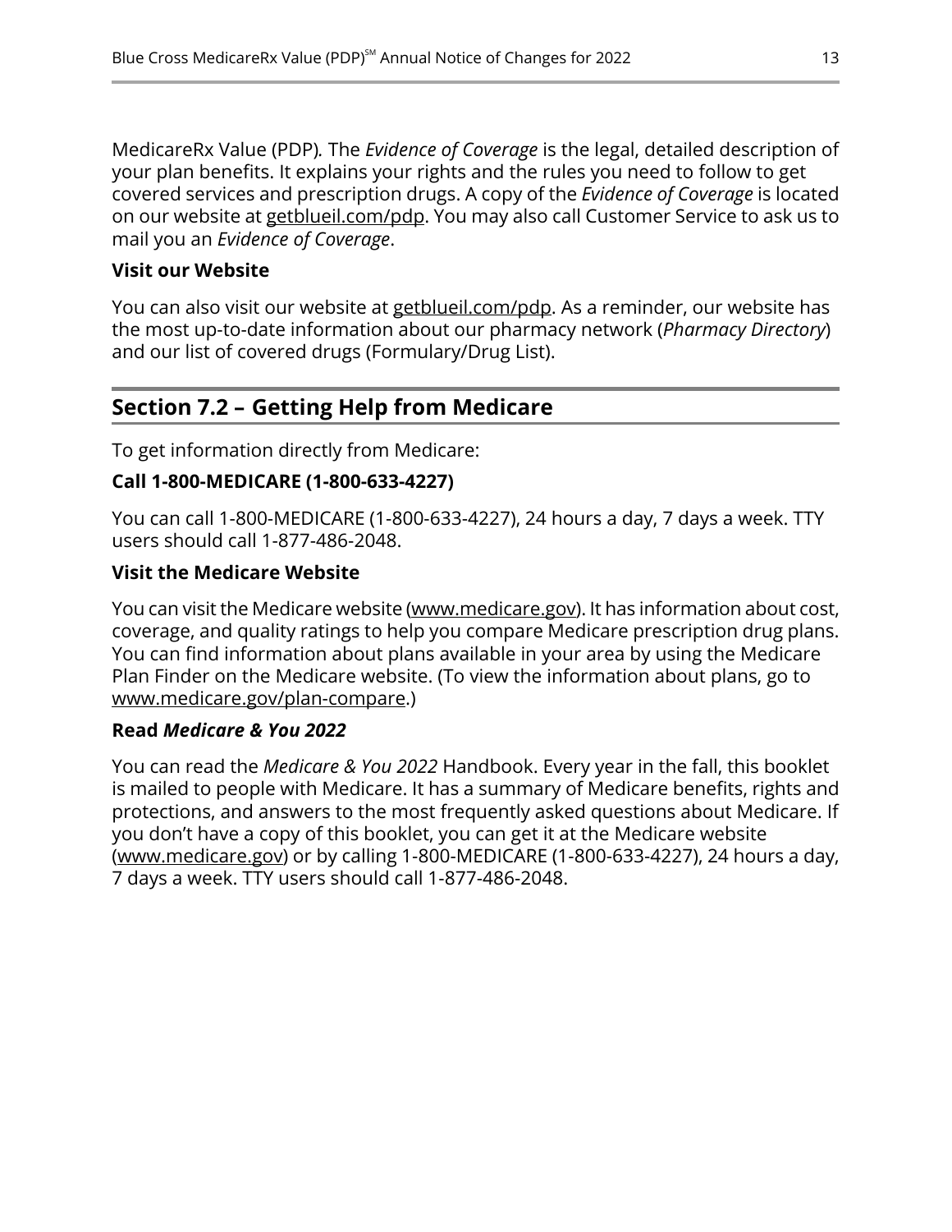MedicareRx Value (PDP). The *Evidence of Coverage* is the legal, detailed description of your plan benefits. It explains your rights and the rules you need to follow to get covered services and prescription drugs. A copy of the *Evidence of Coverage* is located on our website at getblueil.com/pdp. You may also call Customer Service to ask us to mail you an *Evidence of Coverage*.

**Visit our Website**

You can also visit our website at getblueil.com/pdp. As a reminder, our website has the most up-to-date information about our pharmacy network (*Pharmacy Directory*) and our list of covered drugs (Formulary/Drug List).

## Section 7.2 – Getting Help from Medicare

To get information directly from Medicare:

**Call 1-800-MEDICARE (1-800-633-4227)**

You can call 1-800-MEDICARE (1-800-633-4227), 24 hours a day, 7 days a week. TTY users should call 1-877-486-2048.

**Visit the Medicare Website**

You can visit the Medicare website (www.medicare.gov). It has information about cost, coverage, and quality ratings to help you compare Medicare prescription drug plans. You can find information about plans available in your area by using the Medicare Plan Finder on the Medicare website. (To view the information about plans, go to www.medicare.gov/plan-compare.)

**Read *Medicare & You 2022***

You can read the *Medicare & You 2022* Handbook. Every year in the fall, this booklet is mailed to people with Medicare. It has a summary of Medicare benefits, rights and protections, and answers to the most frequently asked questions about Medicare. If you don't have a copy of this booklet, you can get it at the Medicare website (www.medicare.gov) or by calling 1-800-MEDICARE (1-800-633-4227), 24 hours a day, 7 days a week. TTY users should call 1-877-486-2048.